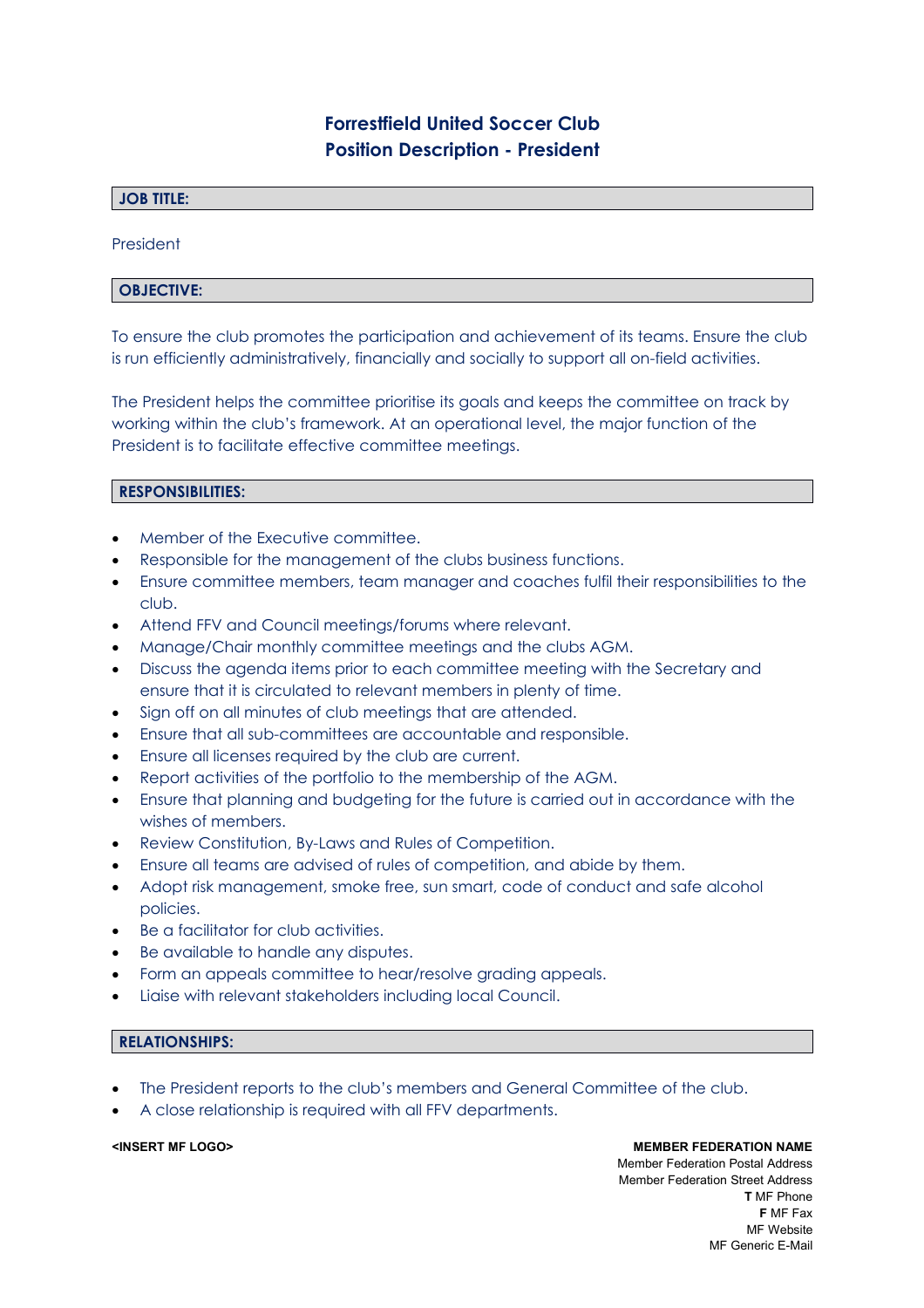# Forrestfield United Soccer Club
# Position Description - President

## JOB TITLE:

President

## OBJECTIVE:

To ensure the club promotes the participation and achievement of its teams. Ensure the club is run efficiently administratively, financially and socially to support all on-field activities.

The President helps the committee prioritise its goals and keeps the committee on track by working within the club's framework. At an operational level, the major function of the President is to facilitate effective committee meetings.

## RESPONSIBILITIES:

- Member of the Executive committee.
- Responsible for the management of the clubs business functions.
- Ensure committee members, team manager and coaches fulfil their responsibilities to the club.
- Attend FFV and Council meetings/forums where relevant.
- Manage/Chair monthly committee meetings and the clubs AGM.
- Discuss the agenda items prior to each committee meeting with the Secretary and ensure that it is circulated to relevant members in plenty of time.
- Sign off on all minutes of club meetings that are attended.
- Ensure that all sub-committees are accountable and responsible.
- Ensure all licenses required by the club are current.
- Report activities of the portfolio to the membership of the AGM.
- Ensure that planning and budgeting for the future is carried out in accordance with the wishes of members.
- Review Constitution, By-Laws and Rules of Competition.
- Ensure all teams are advised of rules of competition, and abide by them.
- Adopt risk management, smoke free, sun smart, code of conduct and safe alcohol policies.
- Be a facilitator for club activities.
- Be available to handle any disputes.
- Form an appeals committee to hear/resolve grading appeals.
- Liaise with relevant stakeholders including local Council.

## RELATIONSHIPS:

- The President reports to the club's members and General Committee of the club.
- A close relationship is required with all FFV departments.

<INSERT MF LOGO>

**MEMBER FEDERATION NAME**
Member Federation Postal Address
Member Federation Street Address
**T** MF Phone
**F** MF Fax
MF Website
MF Generic E-Mail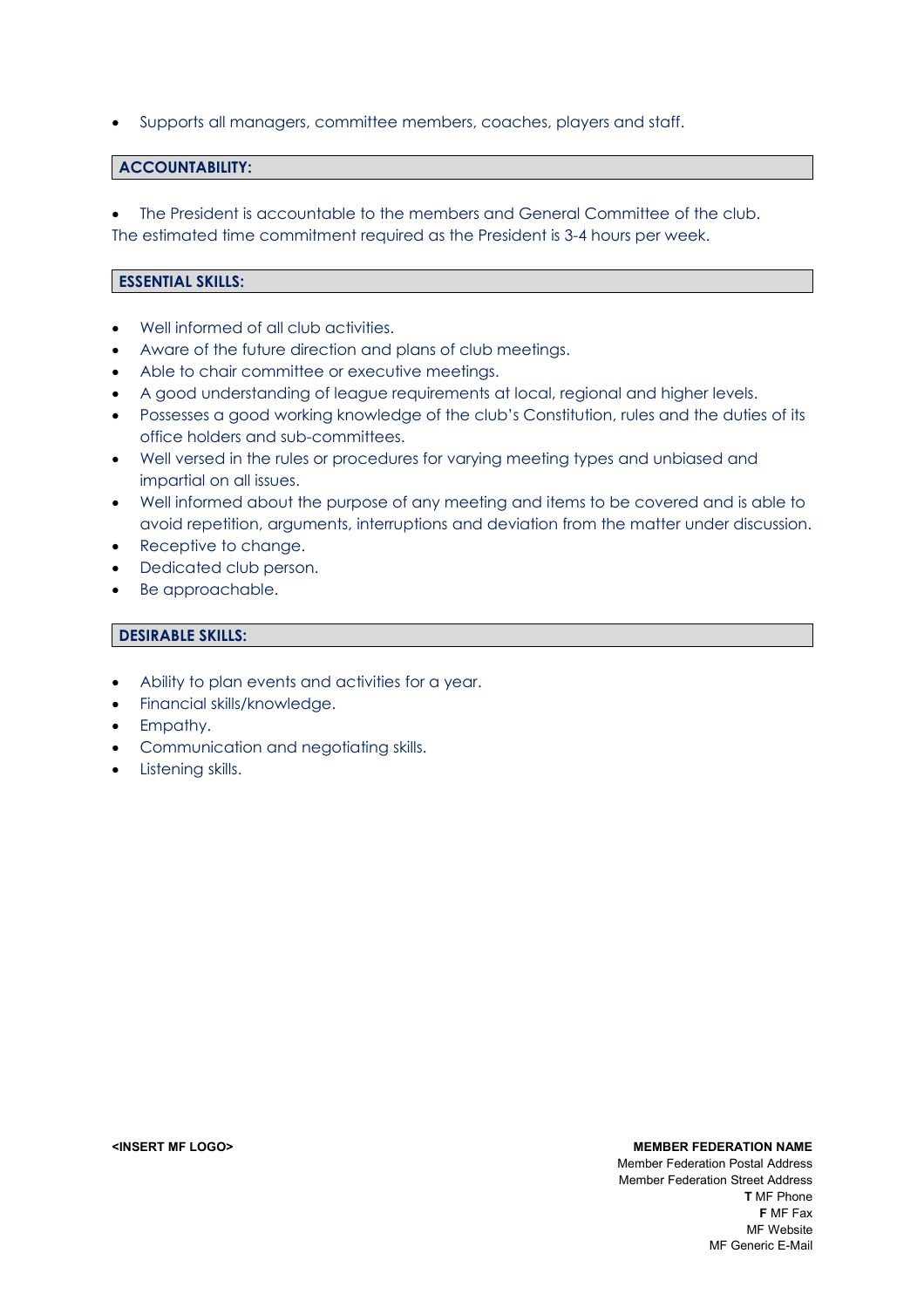- Supports all managers, committee members, coaches, players and staff.

## ACCOUNTABILITY:

- The President is accountable to the members and General Committee of the club.

The estimated time commitment required as the President is 3-4 hours per week.

## ESSENTIAL SKILLS:

- Well informed of all club activities.
- Aware of the future direction and plans of club meetings.
- Able to chair committee or executive meetings.
- A good understanding of league requirements at local, regional and higher levels.
- Possesses a good working knowledge of the club's Constitution, rules and the duties of its office holders and sub-committees.
- Well versed in the rules or procedures for varying meeting types and unbiased and impartial on all issues.
- Well informed about the purpose of any meeting and items to be covered and is able to avoid repetition, arguments, interruptions and deviation from the matter under discussion.
- Receptive to change.
- Dedicated club person.
- Be approachable.

## DESIRABLE SKILLS:

- Ability to plan events and activities for a year.
- Financial skills/knowledge.
- Empathy.
- Communication and negotiating skills.
- Listening skills.

**<INSERT MF LOGO>**

**MEMBER FEDERATION NAME**
Member Federation Postal Address
Member Federation Street Address
**T** MF Phone
**F** MF Fax
MF Website
MF Generic E-Mail